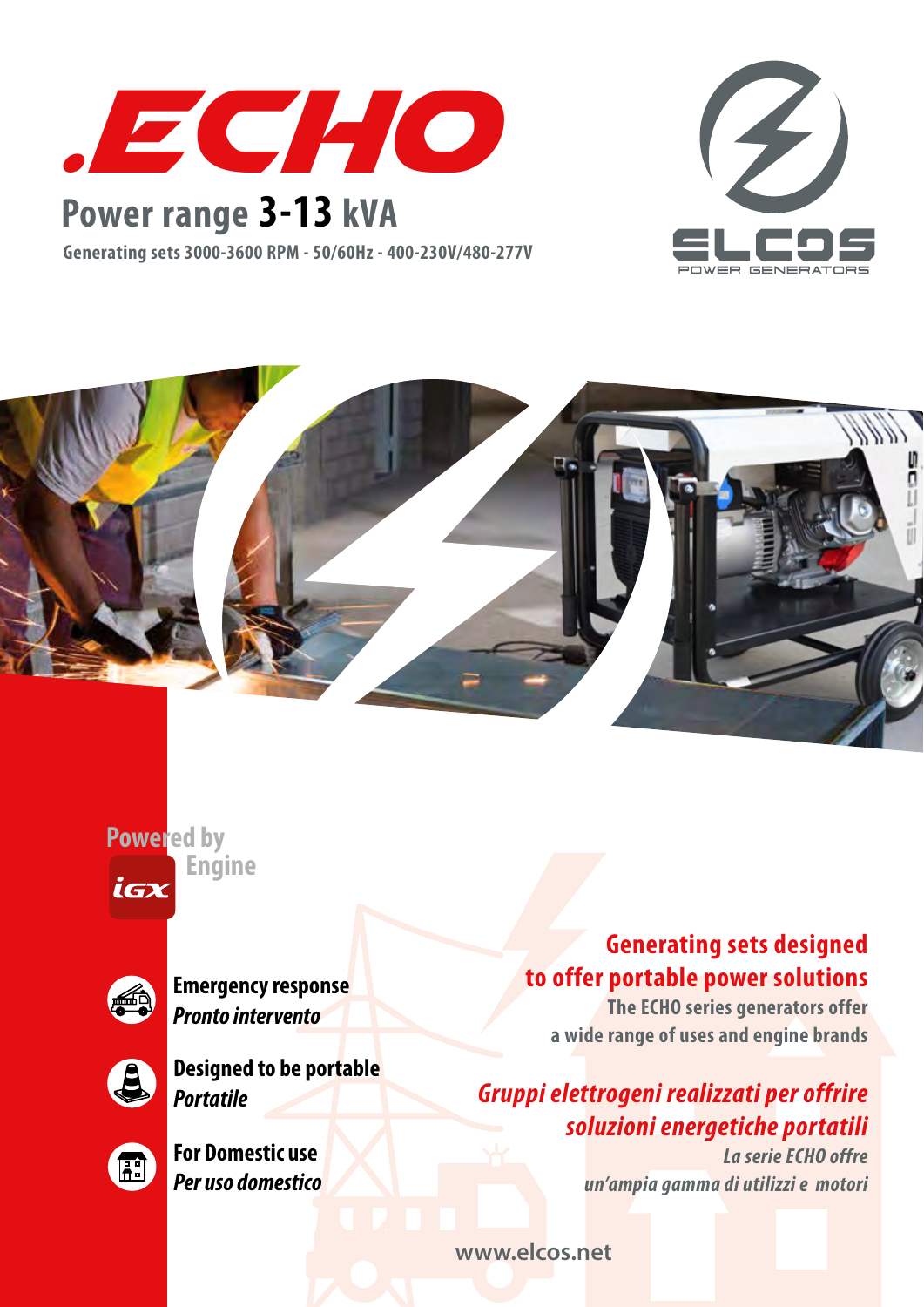# .ECHO

## Power range **3-13** kVA

**Generating sets 3000-3600 RPM - 50/60Hz - 400-230V/480-277V**

ELCOS
POWER GENERATORS

Powered by
iGX Engine

**Emergency response**
***Pronto intervento***

**Designed to be portable**
***Portatile***

**For Domestic use**
***Per uso domestico***

## Generating sets designed to offer portable power solutions

The ECHO series generators offer a wide range of uses and engine brands

## *Gruppi elettrogeni realizzati per offrire soluzioni energetiche portatili*

*La serie ECHO offre un'ampia gamma di utilizzi e motori*

www.elcos.net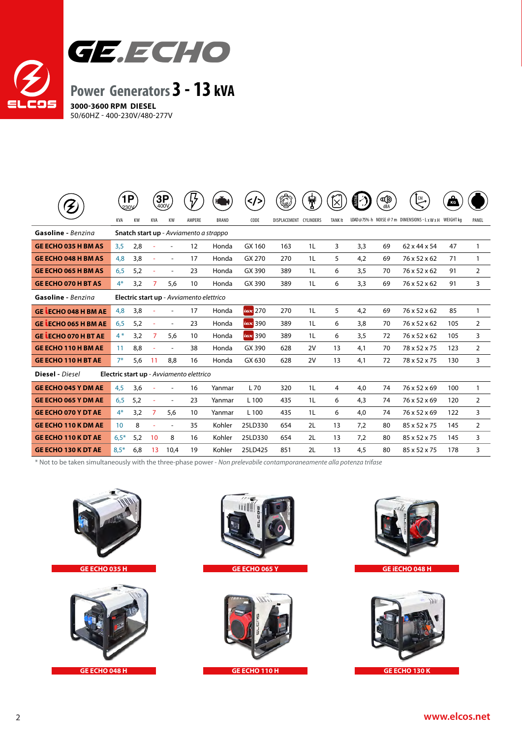# GE.ECHO

## Power Generators 3 - 13 kVA

**3000-3600 RPM DIESEL**
50/60HZ - 400-230V/480-277V

| | 1P 230V KVA | 1P 230V KW | 3P 400V KVA | 3P 400V KW | AMPERE | BRAND | CODE | DISPLACEMENT | CYLINDERS | TANK lt | LOAD@75% - h | NOISE @ 7 m | DIMENSIONS - L x W x H | WEIGHT kg | PANEL |
|---|---|---|---|---|---|---|---|---|---|---|---|---|---|---|---|
| **Gasoline** - *Benzina* | **Snatch start up** - *Avviamento a strappo* | | | | | | | | | | | | | | |
| **GE ECHO 035 H BM AS** | 3,5 | 2,8 | - | - | 12 | Honda | GX 160 | 163 | 1L | 3 | 3,3 | 69 | 62 x 44 x 54 | 47 | 1 |
| **GE ECHO 048 H BM AS** | 4,8 | 3,8 | - | - | 17 | Honda | GX 270 | 270 | 1L | 5 | 4,2 | 69 | 76 x 52 x 62 | 71 | 1 |
| **GE ECHO 065 H BM AS** | 6,5 | 5,2 | - | - | 23 | Honda | GX 390 | 389 | 1L | 6 | 3,5 | 70 | 76 x 52 x 62 | 91 | 2 |
| **GE ECHO 070 H BT AS** | 4* | 3,2 | 7 | 5,6 | 10 | Honda | GX 390 | 389 | 1L | 6 | 3,3 | 69 | 76 x 52 x 62 | 91 | 3 |
| **Gasoline** - *Benzina* | **Electric start up** - *Avviamento elettrico* | | | | | | | | | | | | | | |
| **GE iECHO 048 H BM AE** | 4,8 | 3,8 | - | - | 17 | Honda | iGX 270 | 270 | 1L | 5 | 4,2 | 69 | 76 x 52 x 62 | 85 | 1 |
| **GE iECHO 065 H BM AE** | 6,5 | 5,2 | - | - | 23 | Honda | iGX 390 | 389 | 1L | 6 | 3,8 | 70 | 76 x 52 x 62 | 105 | 2 |
| **GE iECHO 070 H BT AE** | 4 * | 3,2 | 7 | 5,6 | 10 | Honda | iGX 390 | 389 | 1L | 6 | 3,5 | 72 | 76 x 52 x 62 | 105 | 3 |
| **GE ECHO 110 H BM AE** | 11 | 8,8 | - | - | 38 | Honda | GX 390 | 628 | 2V | 13 | 4,1 | 70 | 78 x 52 x 75 | 123 | 2 |
| **GE ECHO 110 H BT AE** | 7* | 5,6 | 11 | 8,8 | 16 | Honda | GX 630 | 628 | 2V | 13 | 4,1 | 72 | 78 x 52 x 75 | 130 | 3 |
| **Diesel** - *Diesel* | **Electric start up** - *Avviamento elettrico* | | | | | | | | | | | | | | |
| **GE ECHO 045 Y DM AE** | 4,5 | 3,6 | - | - | 16 | Yanmar | L 70 | 320 | 1L | 4 | 4,0 | 74 | 76 x 52 x 69 | 100 | 1 |
| **GE ECHO 065 Y DM AE** | 6,5 | 5,2 | - | - | 23 | Yanmar | L 100 | 435 | 1L | 6 | 4,3 | 74 | 76 x 52 x 69 | 120 | 2 |
| **GE ECHO 070 Y DT AE** | 4* | 3,2 | 7 | 5,6 | 10 | Yanmar | L 100 | 435 | 1L | 6 | 4,0 | 74 | 76 x 52 x 69 | 122 | 3 |
| **GE ECHO 110 K DM AE** | 10 | 8 | - | - | 35 | Kohler | 25LD330 | 654 | 2L | 13 | 7,2 | 80 | 85 x 52 x 75 | 145 | 2 |
| **GE ECHO 110 K DT AE** | 6,5* | 5,2 | 10 | 8 | 16 | Kohler | 25LD330 | 654 | 2L | 13 | 7,2 | 80 | 85 x 52 x 75 | 145 | 3 |
| **GE ECHO 130 K DT AE** | 8,5* | 6,8 | 13 | 10,4 | 19 | Kohler | 25LD425 | 851 | 2L | 13 | 4,5 | 80 | 85 x 52 x 75 | 178 | 3 |

\* Not to be taken simultaneously with the three-phase power - *Non prelevabile contemporaneamente alla potenza trifase*

GE ECHO 035 H

GE ECHO 065 Y

GE iECHO 048 H

GE ECHO 048 H

GE ECHO 110 H

GE ECHO 130 K

www.elcos.net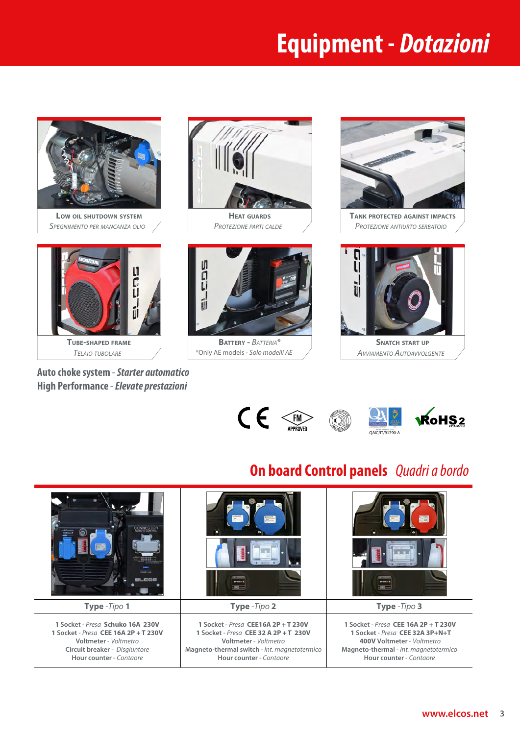# Equipment - *Dotazioni*

**LOW OIL SHUTDOWN SYSTEM**
*SPEGNIMENTO PER MANCANZA OLIO*

**HEAT GUARDS**
*PROTEZIONE PARTI CALDE*

**TANK PROTECTED AGAINST IMPACTS**
*PROTEZIONE ANTIURTO SERBATOIO*

**TUBE-SHAPED FRAME**
*TELAIO TUBOLARE*

**BATTERY** - *BATTERIA**
*Only AE models - *Solo modelli AE*

**SNATCH START UP**
*AVVIAMENTO AUTOAVVOLGENTE*

**Auto choke system** - *Starter automatico*
**High Performance** - *Elevate prestazioni*

QAIC/IT/91790-A

RoHS 2 2011/65/EU

## On board Control panels *Quadri a bordo*

| Type - *Tipo* **1** | Type - *Tipo* **2** | Type - *Tipo* **3** |
|---|---|---|
| 1 Socket - *Presa* **Schuko 16A 230V**<br>1 Socket - *Presa* **CEE 16A 2P + T 230V**<br>**Voltmeter** - *Voltmetro*<br>**Circuit breaker** - *Disgiuntore*<br>**Hour counter** - *Contaore* | 1 Socket - *Presa* **CEE16A 2P + T 230V**<br>1 Socket - *Presa* **CEE 32 A 2P + T 230V**<br>**Voltmeter** - *Voltmetro*<br>**Magneto-thermal switch** - *Int. magnetotermico*<br>**Hour counter** - *Contaore* | 1 Socket - *Presa* **CEE 16A 2P + T 230V**<br>1 Socket - *Presa* **CEE 32A 3P+N+T**<br>**400V Voltmeter** - *Voltmetro*<br>**Magneto-thermal** - *Int. magnetotermico*<br>**Hour counter** - *Contaore* |

www.elcos.net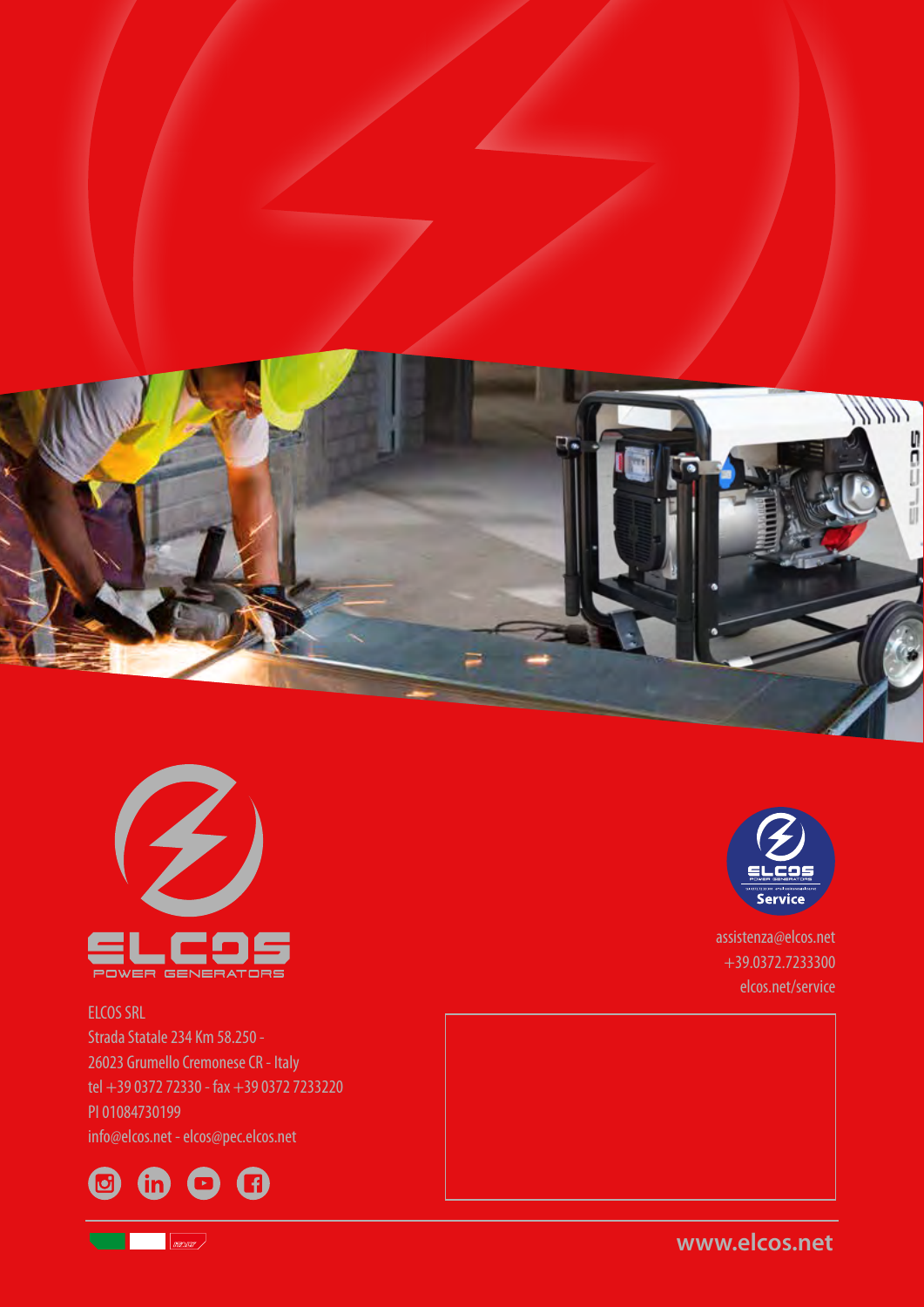ELCOS
POWER GENERATORS

ELCOS SRL
Strada Statale 234 Km 58.250 -
26023 Grumello Cremonese CR - Italy
tel +39 0372 72330 - fax +39 0372 7233220
PI 01084730199
info@elcos.net - elcos@pec.elcos.net

ELCOS Service

assistenza@elcos.net
+39.0372.7233300
elcos.net/service

www.elcos.net